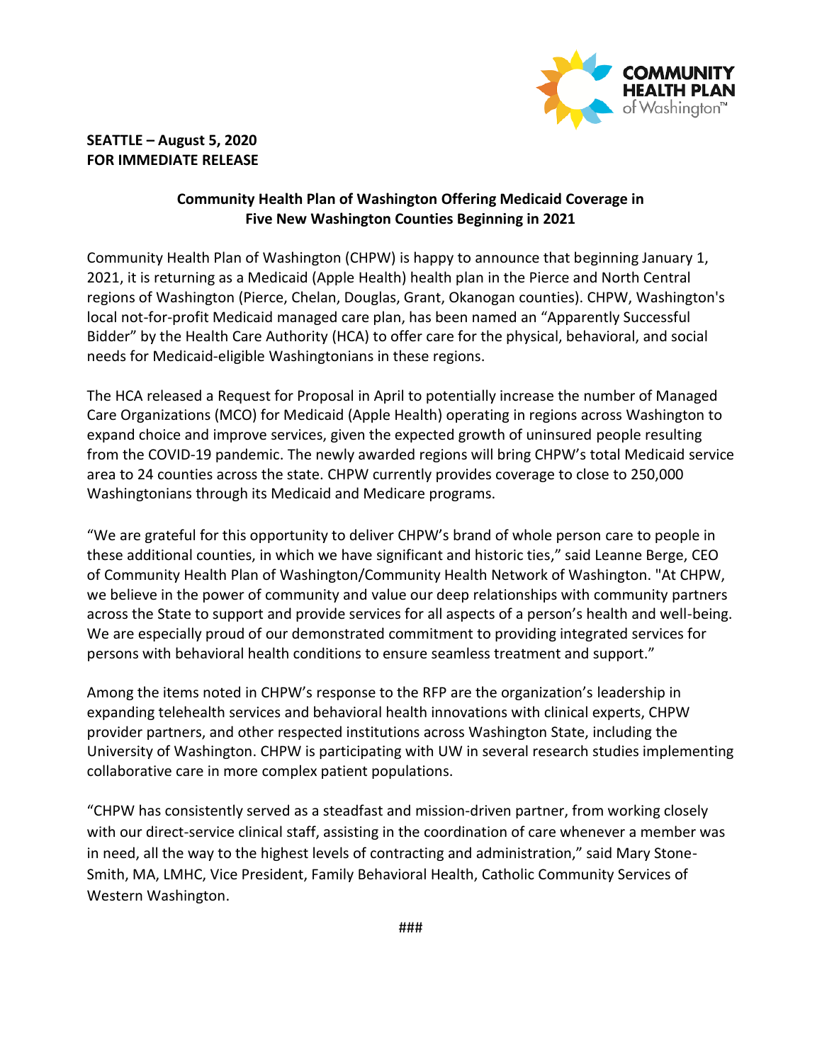**SEATTLE – August 5, 2020**
**FOR IMMEDIATE RELEASE**

## Community Health Plan of Washington Offering Medicaid Coverage in Five New Washington Counties Beginning in 2021

Community Health Plan of Washington (CHPW) is happy to announce that beginning January 1, 2021, it is returning as a Medicaid (Apple Health) health plan in the Pierce and North Central regions of Washington (Pierce, Chelan, Douglas, Grant, Okanogan counties). CHPW, Washington's local not-for-profit Medicaid managed care plan, has been named an "Apparently Successful Bidder" by the Health Care Authority (HCA) to offer care for the physical, behavioral, and social needs for Medicaid-eligible Washingtonians in these regions.

The HCA released a Request for Proposal in April to potentially increase the number of Managed Care Organizations (MCO) for Medicaid (Apple Health) operating in regions across Washington to expand choice and improve services, given the expected growth of uninsured people resulting from the COVID-19 pandemic. The newly awarded regions will bring CHPW's total Medicaid service area to 24 counties across the state. CHPW currently provides coverage to close to 250,000 Washingtonians through its Medicaid and Medicare programs.

"We are grateful for this opportunity to deliver CHPW's brand of whole person care to people in these additional counties, in which we have significant and historic ties," said Leanne Berge, CEO of Community Health Plan of Washington/Community Health Network of Washington. "At CHPW, we believe in the power of community and value our deep relationships with community partners across the State to support and provide services for all aspects of a person's health and well-being. We are especially proud of our demonstrated commitment to providing integrated services for persons with behavioral health conditions to ensure seamless treatment and support."

Among the items noted in CHPW's response to the RFP are the organization's leadership in expanding telehealth services and behavioral health innovations with clinical experts, CHPW provider partners, and other respected institutions across Washington State, including the University of Washington. CHPW is participating with UW in several research studies implementing collaborative care in more complex patient populations.

"CHPW has consistently served as a steadfast and mission-driven partner, from working closely with our direct-service clinical staff, assisting in the coordination of care whenever a member was in need, all the way to the highest levels of contracting and administration," said Mary Stone-Smith, MA, LMHC, Vice President, Family Behavioral Health, Catholic Community Services of Western Washington.

###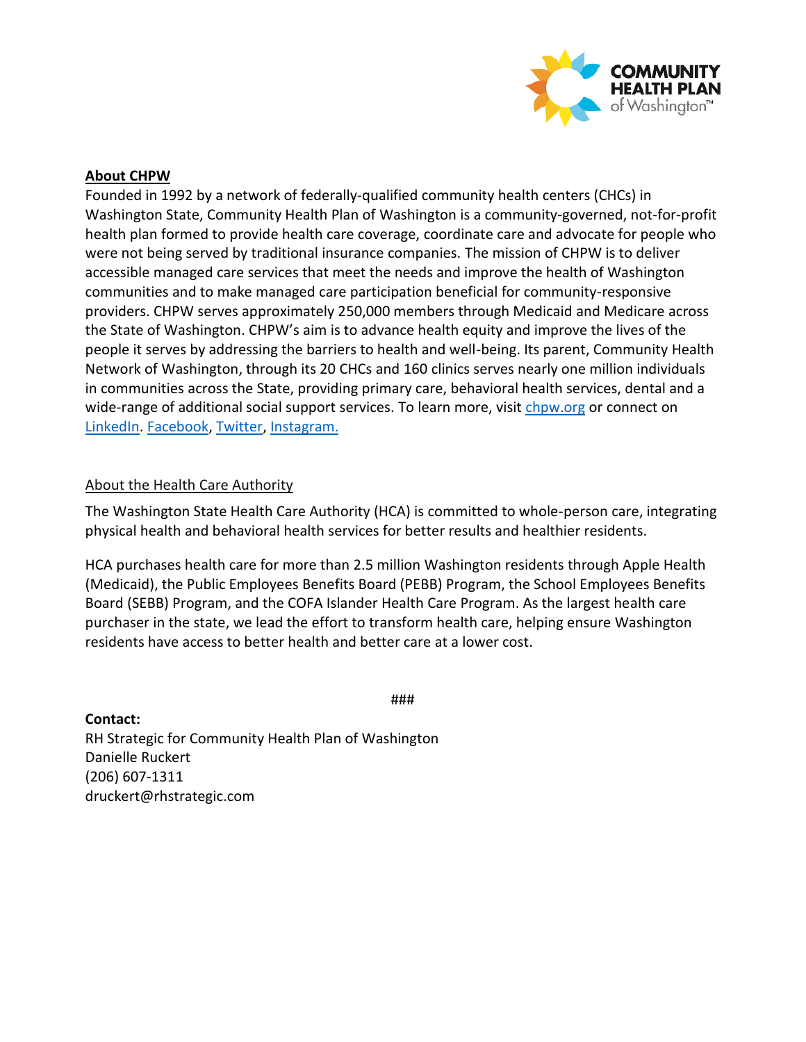**About CHPW**

Founded in 1992 by a network of federally-qualified community health centers (CHCs) in Washington State, Community Health Plan of Washington is a community-governed, not-for-profit health plan formed to provide health care coverage, coordinate care and advocate for people who were not being served by traditional insurance companies. The mission of CHPW is to deliver accessible managed care services that meet the needs and improve the health of Washington communities and to make managed care participation beneficial for community-responsive providers. CHPW serves approximately 250,000 members through Medicaid and Medicare across the State of Washington. CHPW's aim is to advance health equity and improve the lives of the people it serves by addressing the barriers to health and well-being. Its parent, Community Health Network of Washington, through its 20 CHCs and 160 clinics serves nearly one million individuals in communities across the State, providing primary care, behavioral health services, dental and a wide-range of additional social support services. To learn more, visit chpw.org or connect on LinkedIn. Facebook, Twitter, Instagram.

About the Health Care Authority

The Washington State Health Care Authority (HCA) is committed to whole-person care, integrating physical health and behavioral health services for better results and healthier residents.

HCA purchases health care for more than 2.5 million Washington residents through Apple Health (Medicaid), the Public Employees Benefits Board (PEBB) Program, the School Employees Benefits Board (SEBB) Program, and the COFA Islander Health Care Program. As the largest health care purchaser in the state, we lead the effort to transform health care, helping ensure Washington residents have access to better health and better care at a lower cost.

###

**Contact:**
RH Strategic for Community Health Plan of Washington
Danielle Ruckert
(206) 607-1311
druckert@rhstrategic.com